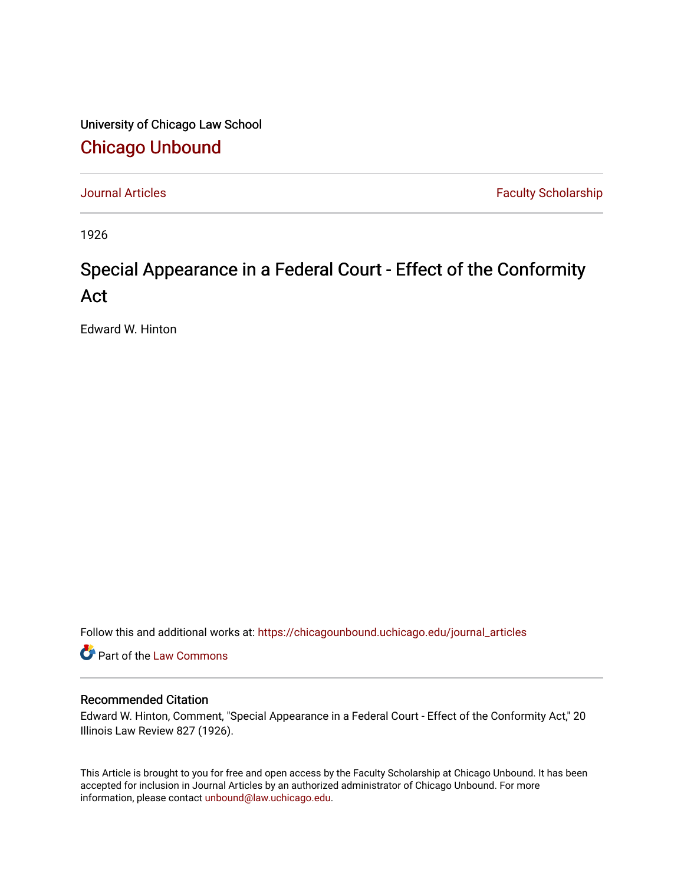University of Chicago Law School

# Chicago Unbound

Journal Articles | Faculty Scholarship

1926

# Special Appearance in a Federal Court - Effect of the Conformity Act

Edward W. Hinton

Follow this and additional works at: https://chicagounbound.uchicago.edu/journal_articles

Part of the Law Commons

### Recommended Citation

Edward W. Hinton, Comment, "Special Appearance in a Federal Court - Effect of the Conformity Act," 20 Illinois Law Review 827 (1926).

This Article is brought to you for free and open access by the Faculty Scholarship at Chicago Unbound. It has been accepted for inclusion in Journal Articles by an authorized administrator of Chicago Unbound. For more information, please contact unbound@law.uchicago.edu.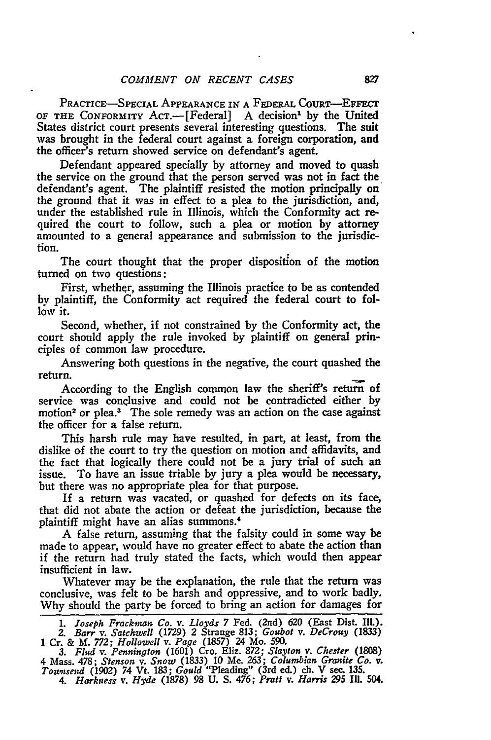PRACTICE—SPECIAL APPEARANCE IN A FEDERAL COURT—EFFECT OF THE CONFORMITY ACT.—[Federal] A decision[1] by the United States district court presents several interesting questions. The suit was brought in the federal court against a foreign corporation, and the officer's return showed service on defendant's agent.

Defendant appeared specially by attorney and moved to quash the service on the ground that the person served was not in fact the defendant's agent. The plaintiff resisted the motion principally on the ground that it was in effect to a plea to the jurisdiction, and, under the established rule in Illinois, which the Conformity act required the court to follow, such a plea or motion by attorney amounted to a general appearance and submission to the jurisdiction.

The court thought that the proper disposition of the motion turned on two questions:

First, whether, assuming the Illinois practice to be as contended by plaintiff, the Conformity act required the federal court to follow it.

Second, whether, if not constrained by the Conformity act, the court should apply the rule invoked by plaintiff on general principles of common law procedure.

Answering both questions in the negative, the court quashed the return.

According to the English common law the sheriff's return of service was conclusive and could not be contradicted either by motion[2] or plea.[3] The sole remedy was an action on the case against the officer for a false return.

This harsh rule may have resulted, in part, at least, from the dislike of the court to try the question on motion and affidavits, and the fact that logically there could not be a jury trial of such an issue. To have an issue triable by jury a plea would be necessary, but there was no appropriate plea for that purpose.

If a return was vacated, or quashed for defects on its face, that did not abate the action or defeat the jurisdiction, because the plaintiff might have an alias summons.[4]

A false return, assuming that the falsity could in some way be made to appear, would have no greater effect to abate the action than if the return had truly stated the facts, which would then appear insufficient in law.

Whatever may be the explanation, the rule that the return was conclusive, was felt to be harsh and oppressive, and to work badly. Why should the party be forced to bring an action for damages for

1. *Joseph Frackman Co. v. Lloyds* 7 Fed. (2nd) 620 (East Dist. Ill.).

2. *Barr v. Satchwell* (1729) 2 Strange 813; *Goubot v. DeCrouy* (1833) 1 Cr. & M. 772; *Hollowell v. Page* (1857) 24 Mo. 590.

3. *Flud v. Pennington* (1601) Cro. Eliz. 872; *Slayton v. Chester* (1808) 4 Mass. 478; *Stenson v. Snow* (1833) 10 Me. 263; *Columbian Granite Co. v. Townsend* (1902) 74 Vt. 183; *Gould* "Pleading" (3rd ed.) ch. V sec. 135.

4. *Harkness v. Hyde* (1878) 98 U. S. 476; *Pratt v. Harris* 295 Ill. 504.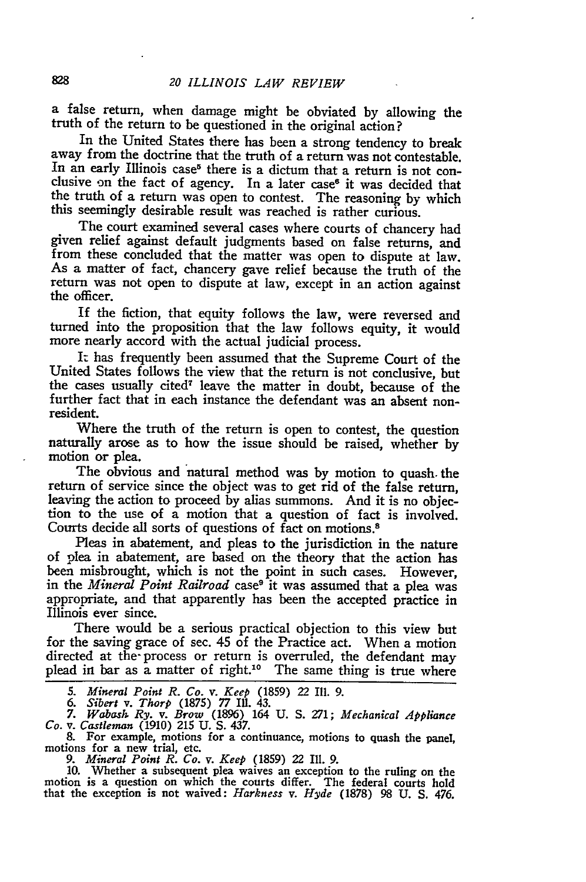a false return, when damage might be obviated by allowing the truth of the return to be questioned in the original action?

In the United States there has been a strong tendency to break away from the doctrine that the truth of a return was not contestable. In an early Illinois case[5] there is a dictum that a return is not conclusive on the fact of agency. In a later case[6] it was decided that the truth of a return was open to contest. The reasoning by which this seemingly desirable result was reached is rather curious.

The court examined several cases where courts of chancery had given relief against default judgments based on false returns, and from these concluded that the matter was open to dispute at law. As a matter of fact, chancery gave relief because the truth of the return was not open to dispute at law, except in an action against the officer.

If the fiction, that equity follows the law, were reversed and turned into the proposition that the law follows equity, it would more nearly accord with the actual judicial process.

It has frequently been assumed that the Supreme Court of the United States follows the view that the return is not conclusive, but the cases usually cited[7] leave the matter in doubt, because of the further fact that in each instance the defendant was an absent nonresident.

Where the truth of the return is open to contest, the question naturally arose as to how the issue should be raised, whether by motion or plea.

The obvious and natural method was by motion to quash the return of service since the object was to get rid of the false return, leaving the action to proceed by alias summons. And it is no objection to the use of a motion that a question of fact is involved. Courts decide all sorts of questions of fact on motions.[8]

Pleas in abatement, and pleas to the jurisdiction in the nature of plea in abatement, are based on the theory that the action has been misbrought, which is not the point in such cases. However, in the *Mineral Point Railroad* case[9] it was assumed that a plea was appropriate, and that apparently has been the accepted practice in Illinois ever since.

There would be a serious practical objection to this view but for the saving grace of sec. 45 of the Practice act. When a motion directed at the process or return is overruled, the defendant may plead in bar as a matter of right.[10] The same thing is true where

---

5. *Mineral Point R. Co. v. Keep* (1859) 22 Ill. 9.

6. *Sibert v. Thorp* (1875) 77 Ill. 43.

7. *Wabash Ry. v. Brow* (1896) 164 U. S. 271; *Mechanical Appliance Co. v. Castleman* (1910) 215 U. S. 437.

8. For example, motions for a continuance, motions to quash the panel, motions for a new trial, etc.

9. *Mineral Point R. Co. v. Keep* (1859) 22 Ill. 9.

10. Whether a subsequent plea waives an exception to the ruling on the motion is a question on which the courts differ. The federal courts hold that the exception is not waived: *Harkness v. Hyde* (1878) 98 U. S. 476.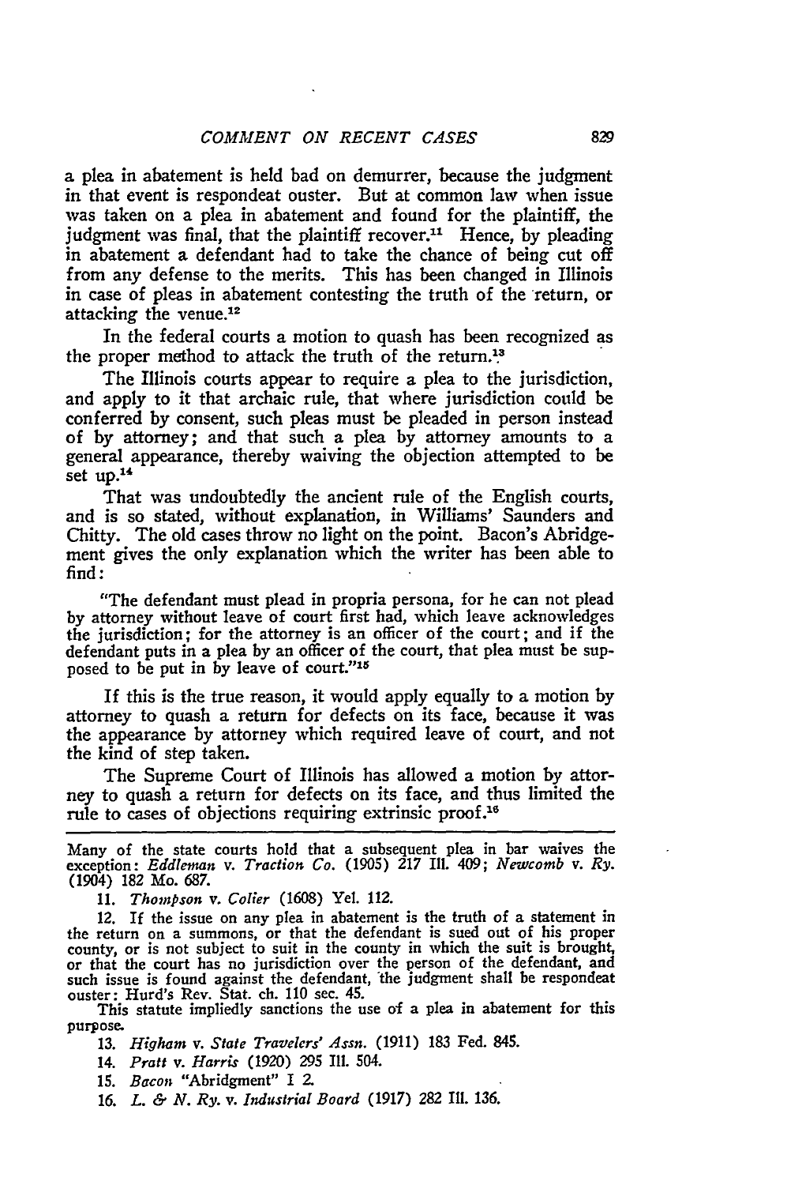a plea in abatement is held bad on demurrer, because the judgment in that event is respondeat ouster. But at common law when issue was taken on a plea in abatement and found for the plaintiff, the judgment was final, that the plaintiff recover.[11] Hence, by pleading in abatement a defendant had to take the chance of being cut off from any defense to the merits. This has been changed in Illinois in case of pleas in abatement contesting the truth of the return, or attacking the venue.[12]

In the federal courts a motion to quash has been recognized as the proper method to attack the truth of the return.[13]

The Illinois courts appear to require a plea to the jurisdiction, and apply to it that archaic rule, that where jurisdiction could be conferred by consent, such pleas must be pleaded in person instead of by attorney; and that such a plea by attorney amounts to a general appearance, thereby waiving the objection attempted to be set up.[14]

That was undoubtedly the ancient rule of the English courts, and is so stated, without explanation, in Williams' Saunders and Chitty. The old cases throw no light on the point. Bacon's Abridgement gives the only explanation which the writer has been able to find:

> "The defendant must plead in propria persona, for he can not plead by attorney without leave of court first had, which leave acknowledges the jurisdiction; for the attorney is an officer of the court; and if the defendant puts in a plea by an officer of the court, that plea must be supposed to be put in by leave of court."[15]

If this is the true reason, it would apply equally to a motion by attorney to quash a return for defects on its face, because it was the appearance by attorney which required leave of court, and not the kind of step taken.

The Supreme Court of Illinois has allowed a motion by attorney to quash a return for defects on its face, and thus limited the rule to cases of objections requiring extrinsic proof.[16]

---

Many of the state courts hold that a subsequent plea in bar waives the exception: *Eddleman* v. *Traction Co.* (1905) 217 Ill. 409; *Newcomb* v. *Ry.* (1904) 182 Mo. 687.

11. *Thompson* v. *Colier* (1608) Yel. 112.

12. If the issue on any plea in abatement is the truth of a statement in the return on a summons, or that the defendant is sued out of his proper county, or is not subject to suit in the county in which the suit is brought, or that the court has no jurisdiction over the person of the defendant, and such issue is found against the defendant, the judgment shall be respondeat ouster: Hurd's Rev. Stat. ch. 110 sec. 45.

This statute impliedly sanctions the use of a plea in abatement for this purpose.

13. *Higham* v. *State Travelers' Assn.* (1911) 183 Fed. 845.

14. *Pratt* v. *Harris* (1920) 295 Ill. 504.

15. *Bacon* "Abridgment" I 2.

16. *L. & N. Ry.* v. *Industrial Board* (1917) 282 Ill. 136.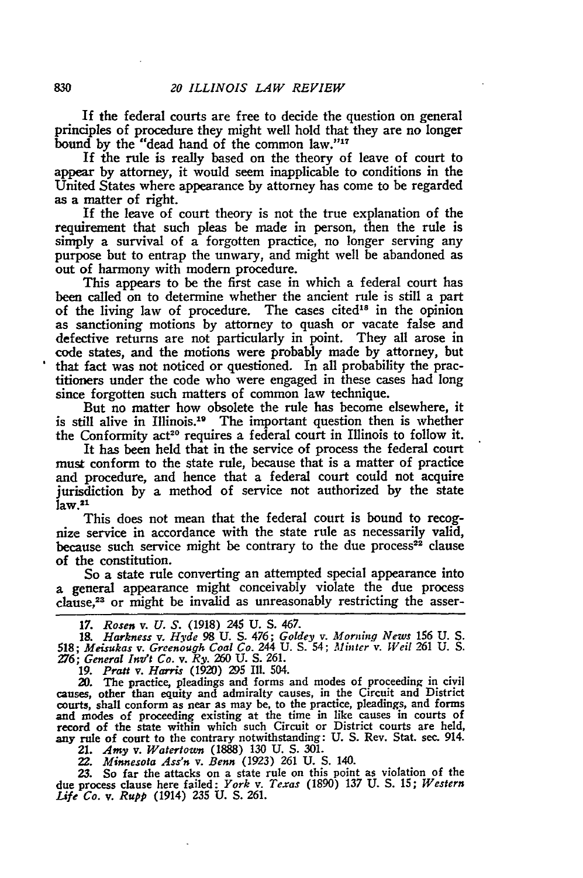If the federal courts are free to decide the question on general principles of procedure they might well hold that they are no longer bound by the "dead hand of the common law."[17]

If the rule is really based on the theory of leave of court to appear by attorney, it would seem inapplicable to conditions in the United States where appearance by attorney has come to be regarded as a matter of right.

If the leave of court theory is not the true explanation of the requirement that such pleas be made in person, then the rule is simply a survival of a forgotten practice, no longer serving any purpose but to entrap the unwary, and might well be abandoned as out of harmony with modern procedure.

This appears to be the first case in which a federal court has been called on to determine whether the ancient rule is still a part of the living law of procedure. The cases cited[18] in the opinion as sanctioning motions by attorney to quash or vacate false and defective returns are not particularly in point. They all arose in code states, and the motions were probably made by attorney, but that fact was not noticed or questioned. In all probability the practitioners under the code who were engaged in these cases had long since forgotten such matters of common law technique.

But no matter how obsolete the rule has become elsewhere, it is still alive in Illinois.[19] The important question then is whether the Conformity act[20] requires a federal court in Illinois to follow it.

It has been held that in the service of process the federal court must conform to the state rule, because that is a matter of practice and procedure, and hence that a federal court could not acquire jurisdiction by a method of service not authorized by the state law.[21]

This does not mean that the federal court is bound to recognize service in accordance with the state rule as necessarily valid, because such service might be contrary to the due process[22] clause of the constitution.

So a state rule converting an attempted special appearance into a general appearance might conceivably violate the due process clause,[23] or might be invalid as unreasonably restricting the asser-

---

17. *Rosen* v. *U. S.* (1918) 245 U. S. 467.

18. *Harkness* v. *Hyde* 98 U. S. 476; *Goldey* v. *Morning News* 156 U. S. 518; *Meisukas* v. *Greenough Coal Co.* 244 U. S. 54; *Minter* v. *Weil* 261 U. S. 276; *General Inv't Co.* v. *Ry.* 260 U. S. 261.

19. *Pratt* v. *Harris* (1920) 295 Ill. 504.

20. The practice, pleadings and forms and modes of proceeding in civil causes, other than equity and admiralty causes, in the Circuit and District courts, shall conform as near as may be, to the practice, pleadings, and forms and modes of proceeding existing at the time in like causes in courts of record of the state within which such Circuit or District courts are held, any rule of court to the contrary notwithstanding: U. S. Rev. Stat. sec. 914.

21. *Amy* v. *Watertown* (1888) 130 U. S. 301.

22. *Minnesota Ass'n* v. *Benn* (1923) 261 U. S. 140.

23. So far the attacks on a state rule on this point as violation of the due process clause here failed: *York* v. *Texas* (1890) 137 U. S. 15; *Western Life Co.* v. *Rupp* (1914) 235 U. S. 261.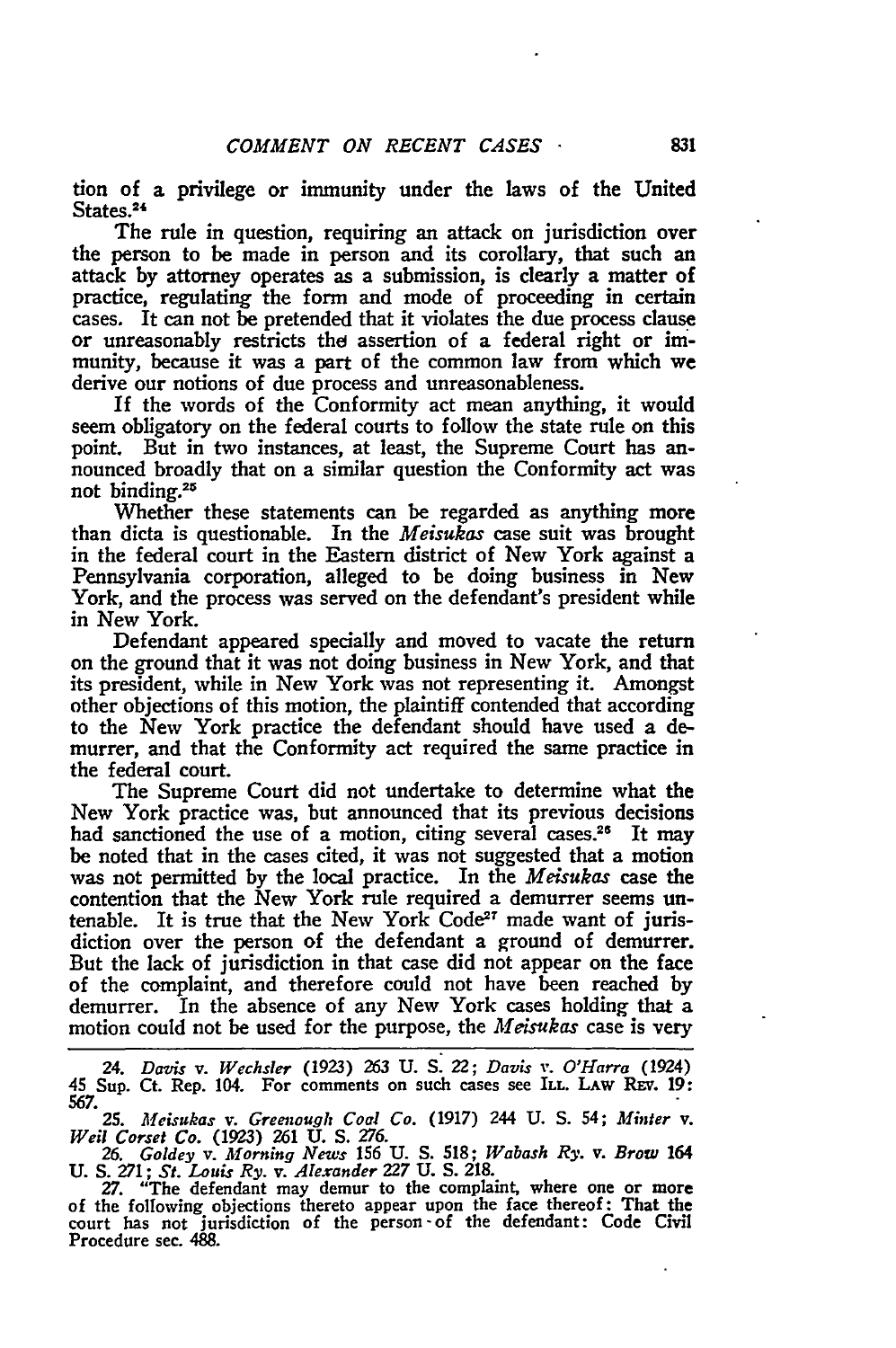tion of a privilege or immunity under the laws of the United States.[24]

The rule in question, requiring an attack on jurisdiction over the person to be made in person and its corollary, that such an attack by attorney operates as a submission, is clearly a matter of practice, regulating the form and mode of proceeding in certain cases. It can not be pretended that it violates the due process clause or unreasonably restricts the assertion of a federal right or immunity, because it was a part of the common law from which we derive our notions of due process and unreasonableness.

If the words of the Conformity act mean anything, it would seem obligatory on the federal courts to follow the state rule on this point. But in two instances, at least, the Supreme Court has announced broadly that on a similar question the Conformity act was not binding.[25]

Whether these statements can be regarded as anything more than dicta is questionable. In the *Meisukas* case suit was brought in the federal court in the Eastern district of New York against a Pennsylvania corporation, alleged to be doing business in New York, and the process was served on the defendant's president while in New York.

Defendant appeared specially and moved to vacate the return on the ground that it was not doing business in New York, and that its president, while in New York was not representing it. Amongst other objections of this motion, the plaintiff contended that according to the New York practice the defendant should have used a demurrer, and that the Conformity act required the same practice in the federal court.

The Supreme Court did not undertake to determine what the New York practice was, but announced that its previous decisions had sanctioned the use of a motion, citing several cases.[26] It may be noted that in the cases cited, it was not suggested that a motion was not permitted by the local practice. In the *Meisukas* case the contention that the New York rule required a demurrer seems untenable. It is true that the New York Code[27] made want of jurisdiction over the person of the defendant a ground of demurrer. But the lack of jurisdiction in that case did not appear on the face of the complaint, and therefore could not have been reached by demurrer. In the absence of any New York cases holding that a motion could not be used for the purpose, the *Meisukas* case is very

---

24. *Davis* v. *Wechsler* (1923) 263 U. S. 22; *Davis* v. *O'Harra* (1924) 45 Sup. Ct. Rep. 104. For comments on such cases see ILL. LAW REV. 19: 567.

25. *Meisukas* v. *Greenough Coal Co.* (1917) 244 U. S. 54; *Minter* v. *Weil Corset Co.* (1923) 261 U. S. 276.

26. *Goldey* v. *Morning News* 156 U. S. 518; *Wabash Ry.* v. *Brow* 164 U. S. 271; *St. Louis Ry.* v. *Alexander* 227 U. S. 218.

27. "The defendant may demur to the complaint, where one or more of the following objections thereto appear upon the face thereof: That the court has not jurisdiction of the person of the defendant: Code Civil Procedure sec. 488.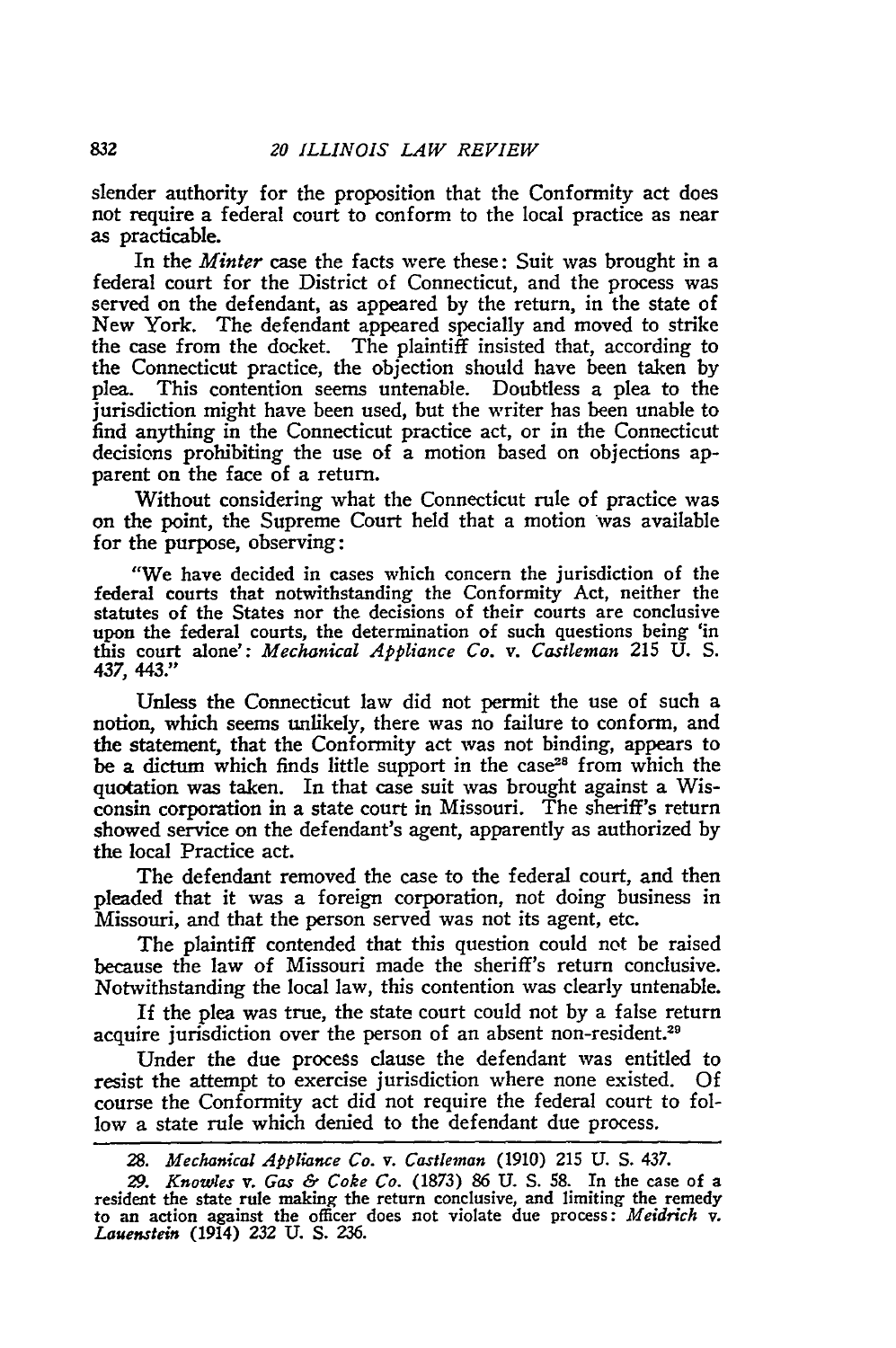slender authority for the proposition that the Conformity act does not require a federal court to conform to the local practice as near as practicable.

In the *Minter* case the facts were these: Suit was brought in a federal court for the District of Connecticut, and the process was served on the defendant, as appeared by the return, in the state of New York. The defendant appeared specially and moved to strike the case from the docket. The plaintiff insisted that, according to the Connecticut practice, the objection should have been taken by plea. This contention seems untenable. Doubtless a plea to the jurisdiction might have been used, but the writer has been unable to find anything in the Connecticut practice act, or in the Connecticut decisions prohibiting the use of a motion based on objections apparent on the face of a return.

Without considering what the Connecticut rule of practice was on the point, the Supreme Court held that a motion was available for the purpose, observing:

> "We have decided in cases which concern the jurisdiction of the federal courts that notwithstanding the Conformity Act, neither the statutes of the States nor the decisions of their courts are conclusive upon the federal courts, the determination of such questions being 'in this court alone': *Mechanical Appliance Co.* v. *Castleman* 215 U. S. 437, 443."

Unless the Connecticut law did not permit the use of such a notion, which seems unlikely, there was no failure to conform, and the statement, that the Conformity act was not binding, appears to be a dictum which finds little support in the case[28] from which the quotation was taken. In that case suit was brought against a Wisconsin corporation in a state court in Missouri. The sheriff's return showed service on the defendant's agent, apparently as authorized by the local Practice act.

The defendant removed the case to the federal court, and then pleaded that it was a foreign corporation, not doing business in Missouri, and that the person served was not its agent, etc.

The plaintiff contended that this question could not be raised because the law of Missouri made the sheriff's return conclusive. Notwithstanding the local law, this contention was clearly untenable.

If the plea was true, the state court could not by a false return acquire jurisdiction over the person of an absent non-resident.[29]

Under the due process clause the defendant was entitled to resist the attempt to exercise jurisdiction where none existed. Of course the Conformity act did not require the federal court to follow a state rule which denied to the defendant due process.

---

28. *Mechanical Appliance Co.* v. *Castleman* (1910) 215 U. S. 437.

29. *Knowles* v. *Gas & Coke Co.* (1873) 86 U. S. 58. In the case of a resident the state rule making the return conclusive, and limiting the remedy to an action against the officer does not violate due process: *Meidrich* v. *Lauenstein* (1914) 232 U. S. 236.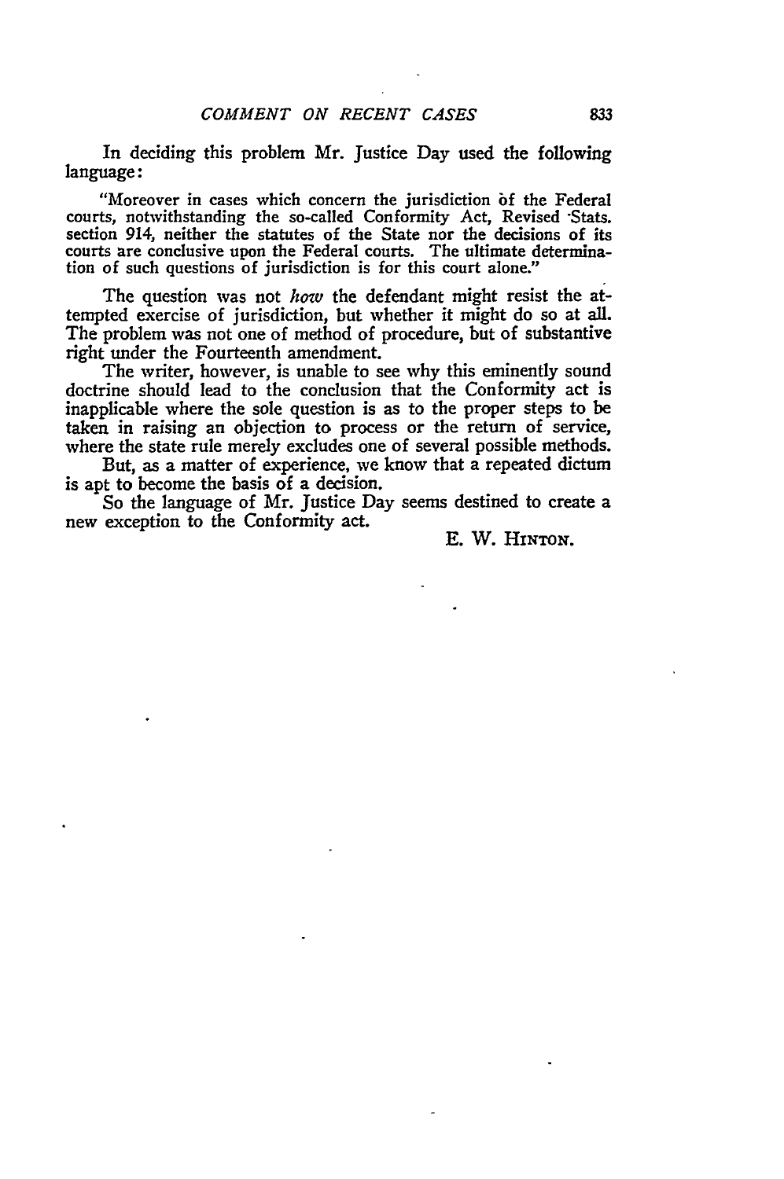In deciding this problem Mr. Justice Day used the following language:

> "Moreover in cases which concern the jurisdiction of the Federal courts, notwithstanding the so-called Conformity Act, Revised Stats. section 914, neither the statutes of the State nor the decisions of its courts are conclusive upon the Federal courts. The ultimate determination of such questions of jurisdiction is for this court alone."

The question was not *how* the defendant might resist the attempted exercise of jurisdiction, but whether it might do so at all. The problem was not one of method of procedure, but of substantive right under the Fourteenth amendment.

The writer, however, is unable to see why this eminently sound doctrine should lead to the conclusion that the Conformity act is inapplicable where the sole question is as to the proper steps to be taken in raising an objection to process or the return of service, where the state rule merely excludes one of several possible methods.

But, as a matter of experience, we know that a repeated dictum is apt to become the basis of a decision.

So the language of Mr. Justice Day seems destined to create a new exception to the Conformity act.

E. W. HINTON.